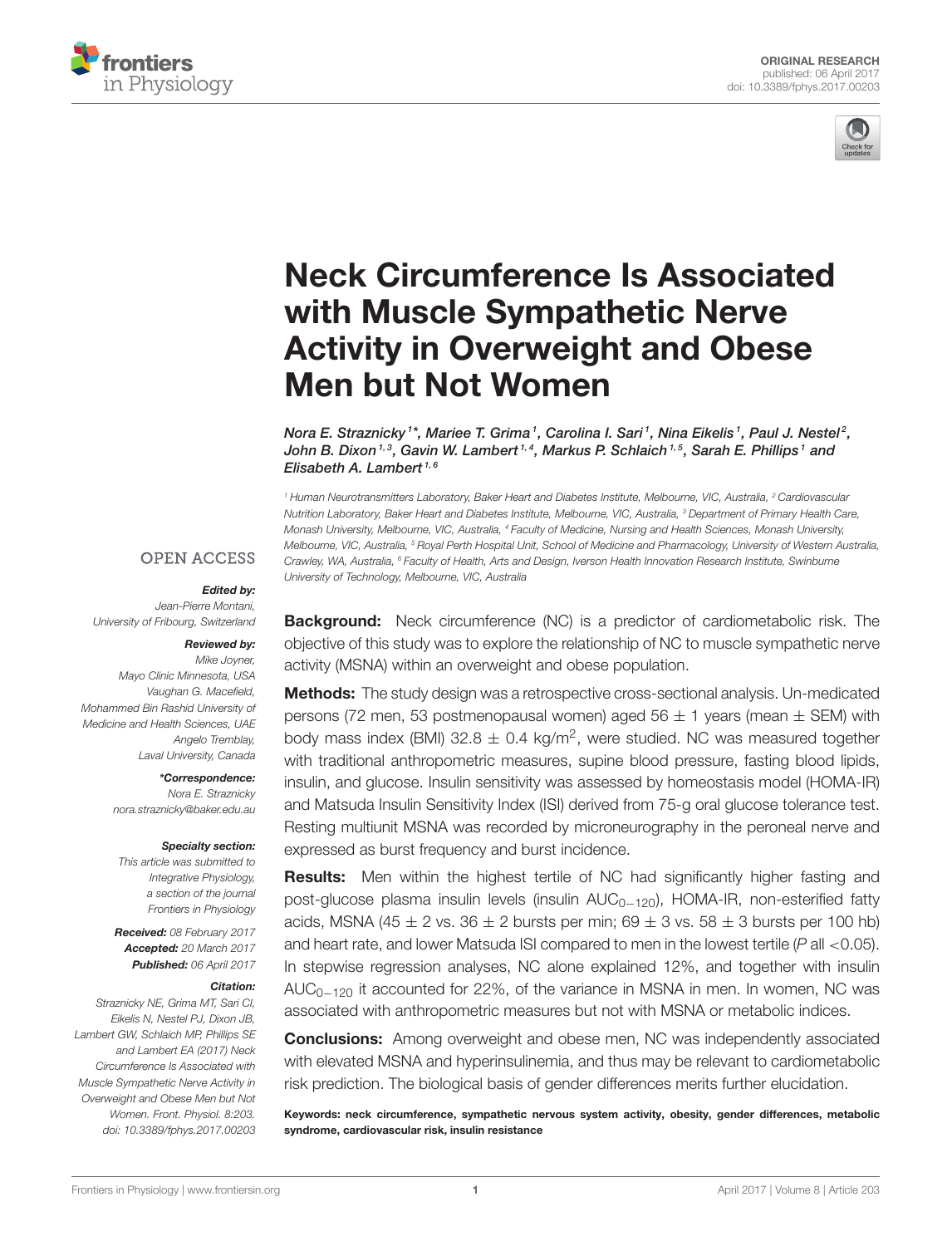ORIGINAL RESEARCH
published: 06 April 2017
doi: 10.3389/fphys.2017.00203

# Neck Circumference Is Associated with Muscle Sympathetic Nerve Activity in Overweight and Obese Men but Not Women

*Nora E. Straznicky[1]\*, Mariee T. Grima[1], Carolina I. Sari[1], Nina Eikelis[1], Paul J. Nestel[2], John B. Dixon[1,3], Gavin W. Lambert[1,4], Markus P. Schlaich[1,5], Sarah E. Phillips[1] and Elisabeth A. Lambert[1,6]*

[1] Human Neurotransmitters Laboratory, Baker Heart and Diabetes Institute, Melbourne, VIC, Australia, [2] Cardiovascular Nutrition Laboratory, Baker Heart and Diabetes Institute, Melbourne, VIC, Australia, [3] Department of Primary Health Care, Monash University, Melbourne, VIC, Australia, [4] Faculty of Medicine, Nursing and Health Sciences, Monash University, Melbourne, VIC, Australia, [5] Royal Perth Hospital Unit, School of Medicine and Pharmacology, University of Western Australia, Crawley, WA, Australia, [6] Faculty of Health, Arts and Design, Iverson Health Innovation Research Institute, Swinburne University of Technology, Melbourne, VIC, Australia

OPEN ACCESS

***Edited by:***
*Jean-Pierre Montani,*
*University of Fribourg, Switzerland*

***Reviewed by:***
*Mike Joyner,*
*Mayo Clinic Minnesota, USA*
*Vaughan G. Macefield,*
*Mohammed Bin Rashid University of Medicine and Health Sciences, UAE*
*Angelo Tremblay,*
*Laval University, Canada*

***\*Correspondence:***
*Nora E. Straznicky*
*nora.straznicky@baker.edu.au*

***Specialty section:***
*This article was submitted to Integrative Physiology, a section of the journal Frontiers in Physiology*

***Received:*** *08 February 2017*
***Accepted:*** *20 March 2017*
***Published:*** *06 April 2017*

***Citation:***
*Straznicky NE, Grima MT, Sari CI, Eikelis N, Nestel PJ, Dixon JB, Lambert GW, Schlaich MP, Phillips SE and Lambert EA (2017) Neck Circumference Is Associated with Muscle Sympathetic Nerve Activity in Overweight and Obese Men but Not Women. Front. Physiol. 8:203. doi: 10.3389/fphys.2017.00203*

**Background:** Neck circumference (NC) is a predictor of cardiometabolic risk. The objective of this study was to explore the relationship of NC to muscle sympathetic nerve activity (MSNA) within an overweight and obese population.

**Methods:** The study design was a retrospective cross-sectional analysis. Un-medicated persons (72 men, 53 postmenopausal women) aged 56 ± 1 years (mean ± SEM) with body mass index (BMI) 32.8 ± 0.4 kg/m$^2$, were studied. NC was measured together with traditional anthropometric measures, supine blood pressure, fasting blood lipids, insulin, and glucose. Insulin sensitivity was assessed by homeostasis model (HOMA-IR) and Matsuda Insulin Sensitivity Index (ISI) derived from 75-g oral glucose tolerance test. Resting multiunit MSNA was recorded by microneurography in the peroneal nerve and expressed as burst frequency and burst incidence.

**Results:** Men within the highest tertile of NC had significantly higher fasting and post-glucose plasma insulin levels (insulin AUC$_{0-120}$), HOMA-IR, non-esterified fatty acids, MSNA (45 ± 2 vs. 36 ± 2 bursts per min; 69 ± 3 vs. 58 ± 3 bursts per 100 hb) and heart rate, and lower Matsuda ISI compared to men in the lowest tertile ($P$ all $<0.05$). In stepwise regression analyses, NC alone explained 12%, and together with insulin AUC$_{0-120}$ it accounted for 22%, of the variance in MSNA in men. In women, NC was associated with anthropometric measures but not with MSNA or metabolic indices.

**Conclusions:** Among overweight and obese men, NC was independently associated with elevated MSNA and hyperinsulinemia, and thus may be relevant to cardiometabolic risk prediction. The biological basis of gender differences merits further elucidation.

**Keywords: neck circumference, sympathetic nervous system activity, obesity, gender differences, metabolic syndrome, cardiovascular risk, insulin resistance**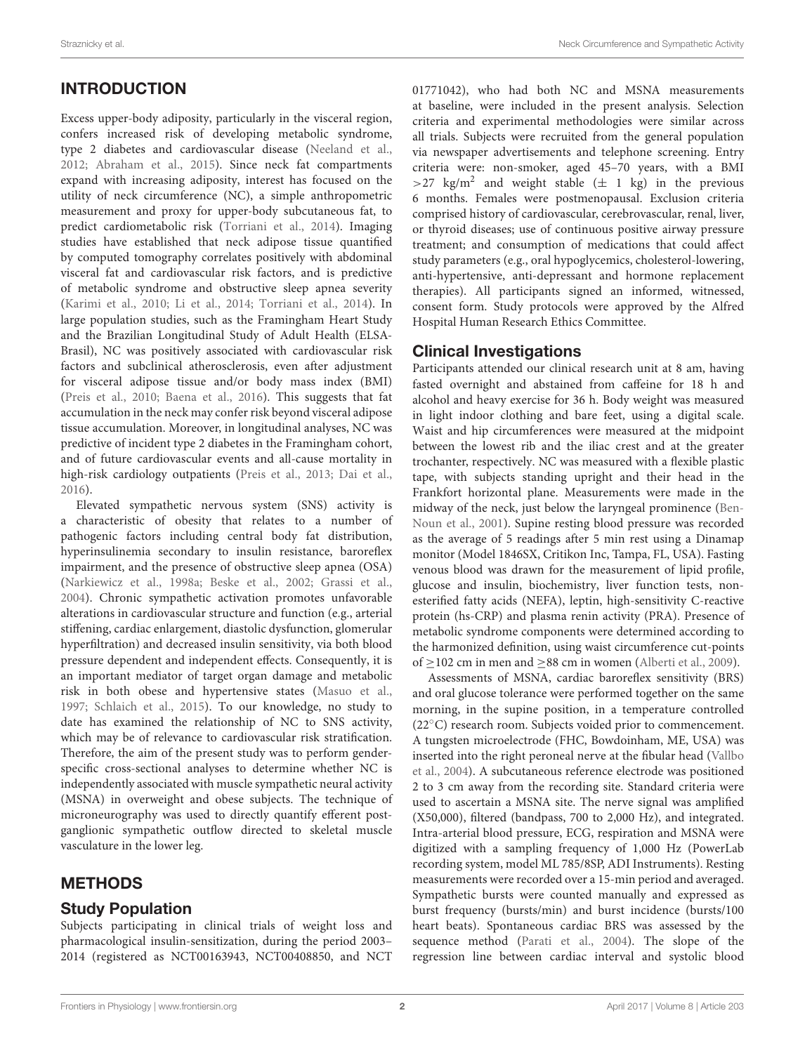## INTRODUCTION

Excess upper-body adiposity, particularly in the visceral region, confers increased risk of developing metabolic syndrome, type 2 diabetes and cardiovascular disease (Neeland et al., 2012; Abraham et al., 2015). Since neck fat compartments expand with increasing adiposity, interest has focused on the utility of neck circumference (NC), a simple anthropometric measurement and proxy for upper-body subcutaneous fat, to predict cardiometabolic risk (Torriani et al., 2014). Imaging studies have established that neck adipose tissue quantified by computed tomography correlates positively with abdominal visceral fat and cardiovascular risk factors, and is predictive of metabolic syndrome and obstructive sleep apnea severity (Karimi et al., 2010; Li et al., 2014; Torriani et al., 2014). In large population studies, such as the Framingham Heart Study and the Brazilian Longitudinal Study of Adult Health (ELSA-Brasil), NC was positively associated with cardiovascular risk factors and subclinical atherosclerosis, even after adjustment for visceral adipose tissue and/or body mass index (BMI) (Preis et al., 2010; Baena et al., 2016). This suggests that fat accumulation in the neck may confer risk beyond visceral adipose tissue accumulation. Moreover, in longitudinal analyses, NC was predictive of incident type 2 diabetes in the Framingham cohort, and of future cardiovascular events and all-cause mortality in high-risk cardiology outpatients (Preis et al., 2013; Dai et al., 2016).

Elevated sympathetic nervous system (SNS) activity is a characteristic of obesity that relates to a number of pathogenic factors including central body fat distribution, hyperinsulinemia secondary to insulin resistance, baroreflex impairment, and the presence of obstructive sleep apnea (OSA) (Narkiewicz et al., 1998a; Beske et al., 2002; Grassi et al., 2004). Chronic sympathetic activation promotes unfavorable alterations in cardiovascular structure and function (e.g., arterial stiffening, cardiac enlargement, diastolic dysfunction, glomerular hyperfiltration) and decreased insulin sensitivity, via both blood pressure dependent and independent effects. Consequently, it is an important mediator of target organ damage and metabolic risk in both obese and hypertensive states (Masuo et al., 1997; Schlaich et al., 2015). To our knowledge, no study to date has examined the relationship of NC to SNS activity, which may be of relevance to cardiovascular risk stratification. Therefore, the aim of the present study was to perform gender-specific cross-sectional analyses to determine whether NC is independently associated with muscle sympathetic neural activity (MSNA) in overweight and obese subjects. The technique of microneurography was used to directly quantify efferent post-ganglionic sympathetic outflow directed to skeletal muscle vasculature in the lower leg.

## METHODS

### Study Population

Subjects participating in clinical trials of weight loss and pharmacological insulin-sensitization, during the period 2003–2014 (registered as NCT00163943, NCT00408850, and NCT 01771042), who had both NC and MSNA measurements at baseline, were included in the present analysis. Selection criteria and experimental methodologies were similar across all trials. Subjects were recruited from the general population via newspaper advertisements and telephone screening. Entry criteria were: non-smoker, aged 45–70 years, with a BMI $>27$ kg/m$^2$ and weight stable ($\pm$ 1 kg) in the previous 6 months. Females were postmenopausal. Exclusion criteria comprised history of cardiovascular, cerebrovascular, renal, liver, or thyroid diseases; use of continuous positive airway pressure treatment; and consumption of medications that could affect study parameters (e.g., oral hypoglycemics, cholesterol-lowering, anti-hypertensive, anti-depressant and hormone replacement therapies). All participants signed an informed, witnessed, consent form. Study protocols were approved by the Alfred Hospital Human Research Ethics Committee.

### Clinical Investigations

Participants attended our clinical research unit at 8 am, having fasted overnight and abstained from caffeine for 18 h and alcohol and heavy exercise for 36 h. Body weight was measured in light indoor clothing and bare feet, using a digital scale. Waist and hip circumferences were measured at the midpoint between the lowest rib and the iliac crest and at the greater trochanter, respectively. NC was measured with a flexible plastic tape, with subjects standing upright and their head in the Frankfort horizontal plane. Measurements were made in the midway of the neck, just below the laryngeal prominence (Ben-Noun et al., 2001). Supine resting blood pressure was recorded as the average of 5 readings after 5 min rest using a Dinamap monitor (Model 1846SX, Critikon Inc, Tampa, FL, USA). Fasting venous blood was drawn for the measurement of lipid profile, glucose and insulin, biochemistry, liver function tests, non-esterified fatty acids (NEFA), leptin, high-sensitivity C-reactive protein (hs-CRP) and plasma renin activity (PRA). Presence of metabolic syndrome components were determined according to the harmonized definition, using waist circumference cut-points of $\geq$102 cm in men and $\geq$88 cm in women (Alberti et al., 2009).

Assessments of MSNA, cardiac baroreflex sensitivity (BRS) and oral glucose tolerance were performed together on the same morning, in the supine position, in a temperature controlled (22°C) research room. Subjects voided prior to commencement. A tungsten microelectrode (FHC, Bowdoinham, ME, USA) was inserted into the right peroneal nerve at the fibular head (Vallbo et al., 2004). A subcutaneous reference electrode was positioned 2 to 3 cm away from the recording site. Standard criteria were used to ascertain a MSNA site. The nerve signal was amplified (X50,000), filtered (bandpass, 700 to 2,000 Hz), and integrated. Intra-arterial blood pressure, ECG, respiration and MSNA were digitized with a sampling frequency of 1,000 Hz (PowerLab recording system, model ML 785/8SP, ADI Instruments). Resting measurements were recorded over a 15-min period and averaged. Sympathetic bursts were counted manually and expressed as burst frequency (bursts/min) and burst incidence (bursts/100 heart beats). Spontaneous cardiac BRS was assessed by the sequence method (Parati et al., 2004). The slope of the regression line between cardiac interval and systolic blood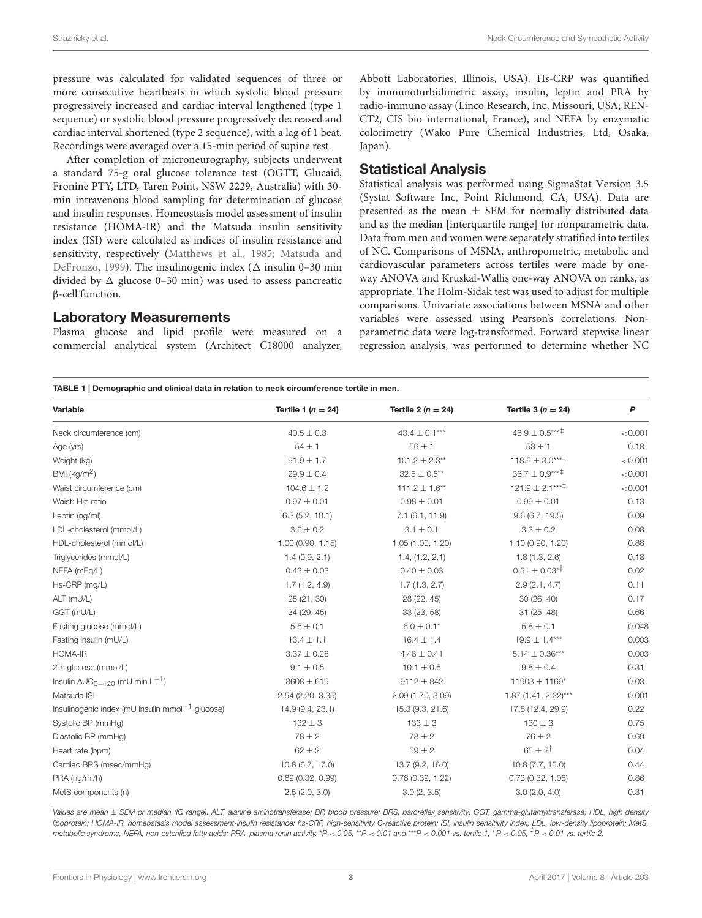pressure was calculated for validated sequences of three or more consecutive heartbeats in which systolic blood pressure progressively increased and cardiac interval lengthened (type 1 sequence) or systolic blood pressure progressively decreased and cardiac interval shortened (type 2 sequence), with a lag of 1 beat. Recordings were averaged over a 15-min period of supine rest.

After completion of microneurography, subjects underwent a standard 75-g oral glucose tolerance test (OGTT, Glucaid, Fronine PTY, LTD, Taren Point, NSW 2229, Australia) with 30-min intravenous blood sampling for determination of glucose and insulin responses. Homeostasis model assessment of insulin resistance (HOMA-IR) and the Matsuda insulin sensitivity index (ISI) were calculated as indices of insulin resistance and sensitivity, respectively (Matthews et al., 1985; Matsuda and DeFronzo, 1999). The insulinogenic index ($\Delta$ insulin 0–30 min divided by $\Delta$ glucose 0–30 min) was used to assess pancreatic β-cell function.

## Laboratory Measurements

Plasma glucose and lipid profile were measured on a commercial analytical system (Architect C18000 analyzer, Abbott Laboratories, Illinois, USA). H*s*-CRP was quantified by immunoturbidimetric assay, insulin, leptin and PRA by radio-immuno assay (Linco Research, Inc, Missouri, USA; REN-CT2, CIS bio international, France), and NEFA by enzymatic colorimetry (Wako Pure Chemical Industries, Ltd, Osaka, Japan).

## Statistical Analysis

Statistical analysis was performed using SigmaStat Version 3.5 (Systat Software Inc, Point Richmond, CA, USA). Data are presented as the mean ± SEM for normally distributed data and as the median [interquartile range] for nonparametric data. Data from men and women were separately stratified into tertiles of NC. Comparisons of MSNA, anthropometric, metabolic and cardiovascular parameters across tertiles were made by one-way ANOVA and Kruskal-Wallis one-way ANOVA on ranks, as appropriate. The Holm-Sidak test was used to adjust for multiple comparisons. Univariate associations between MSNA and other variables were assessed using Pearson's correlations. Non-parametric data were log-transformed. Forward stepwise linear regression analysis, was performed to determine whether NC

**TABLE 1 | Demographic and clinical data in relation to neck circumference tertile in men.**

| Variable | Tertile 1 ($n$ = 24) | Tertile 2 ($n$ = 24) | Tertile 3 ($n$ = 24) | $P$ |
|---|---|---|---|---|
| Neck circumference (cm) | 40.5 ± 0.3 | 43.4 ± 0.1*** | 46.9 ± 0.5***‡ | <0.001 |
| Age (yrs) | 54 ± 1 | 56 ± 1 | 53 ± 1 | 0.18 |
| Weight (kg) | 91.9 ± 1.7 | 101.2 ± 2.3** | 118.6 ± 3.0***‡ | <0.001 |
| BMI (kg/m$^2$) | 29.9 ± 0.4 | 32.5 ± 0.5** | 36.7 ± 0.9***‡ | <0.001 |
| Waist circumference (cm) | 104.6 ± 1.2 | 111.2 ± 1.6** | 121.9 ± 2.1***‡ | <0.001 |
| Waist: Hip ratio | 0.97 ± 0.01 | 0.98 ± 0.01 | 0.99 ± 0.01 | 0.13 |
| Leptin (ng/ml) | 6.3 (5.2, 10.1) | 7.1 (6.1, 11.9) | 9.6 (6.7, 19.5) | 0.09 |
| LDL-cholesterol (mmol/L) | 3.6 ± 0.2 | 3.1 ± 0.1 | 3.3 ± 0.2 | 0.08 |
| HDL-cholesterol (mmol/L) | 1.00 (0.90, 1.15) | 1.05 (1.00, 1.20) | 1.10 (0.90, 1.20) | 0.88 |
| Triglycerides (mmol/L) | 1.4 (0.9, 2.1) | 1.4, (1.2, 2.1) | 1.8 (1.3, 2.6) | 0.18 |
| NEFA (mEq/L) | 0.43 ± 0.03 | 0.40 ± 0.03 | 0.51 ± 0.03*‡ | 0.02 |
| Hs-CRP (mg/L) | 1.7 (1.2, 4.9) | 1.7 (1.3, 2.7) | 2.9 (2.1, 4.7) | 0.11 |
| ALT (mU/L) | 25 (21, 30) | 28 (22, 45) | 30 (26, 40) | 0.17 |
| GGT (mU/L) | 34 (29, 45) | 33 (23, 58) | 31 (25, 48) | 0.66 |
| Fasting glucose (mmol/L) | 5.6 ± 0.1 | 6.0 ± 0.1* | 5.8 ± 0.1 | 0.048 |
| Fasting insulin (mU/L) | 13.4 ± 1.1 | 16.4 ± 1.4 | 19.9 ± 1.4*** | 0.003 |
| HOMA-IR | 3.37 ± 0.28 | 4.48 ± 0.41 | 5.14 ± 0.36*** | 0.003 |
| 2-h glucose (mmol/L) | 9.1 ± 0.5 | 10.1 ± 0.6 | 9.8 ± 0.4 | 0.31 |
| Insulin AUC$_{0-120}$ (mU min L$^{-1}$) | 8608 ± 619 | 9112 ± 842 | 11903 ± 1169* | 0.03 |
| Matsuda ISI | 2.54 (2.20, 3.35) | 2.09 (1.70, 3.09) | 1.87 (1.41, 2.22)*** | 0.001 |
| Insulinogenic index (mU insulin mmol$^{-1}$ glucose) | 14.9 (9.4, 23.1) | 15.3 (9.3, 21.6) | 17.8 (12.4, 29.9) | 0.22 |
| Systolic BP (mmHg) | 132 ± 3 | 133 ± 3 | 130 ± 3 | 0.75 |
| Diastolic BP (mmHg) | 78 ± 2 | 78 ± 2 | 76 ± 2 | 0.69 |
| Heart rate (bpm) | 62 ± 2 | 59 ± 2 | 65 ± 2† | 0.04 |
| Cardiac BRS (msec/mmHg) | 10.8 (6.7, 17.0) | 13.7 (9.2, 16.0) | 10.8 (7.7, 15.0) | 0.44 |
| PRA (ng/ml/h) | 0.69 (0.32, 0.99) | 0.76 (0.39, 1.22) | 0.73 (0.32, 1.06) | 0.86 |
| MetS components (n) | 2.5 (2.0, 3.0) | 3.0 (2, 3.5) | 3.0 (2.0, 4.0) | 0.31 |

*Values are mean ± SEM or median (IQ range). ALT, alanine aminotransferase; BP, blood pressure; BRS, baroreflex sensitivity; GGT, gamma-glutamyltransferase; HDL, high density lipoprotein; HOMA-IR, homeostasis model assessment-insulin resistance; hs-CRP, high-sensitivity C-reactive protein; ISI, insulin sensitivity index; LDL, low-density lipoprotein; MetS, metabolic syndrome, NEFA, non-esterified fatty acids; PRA, plasma renin activity. *P < 0.05, **P < 0.01 and ***P < 0.001 vs. tertile 1; †P < 0.05, ‡P < 0.01 vs. tertile 2.*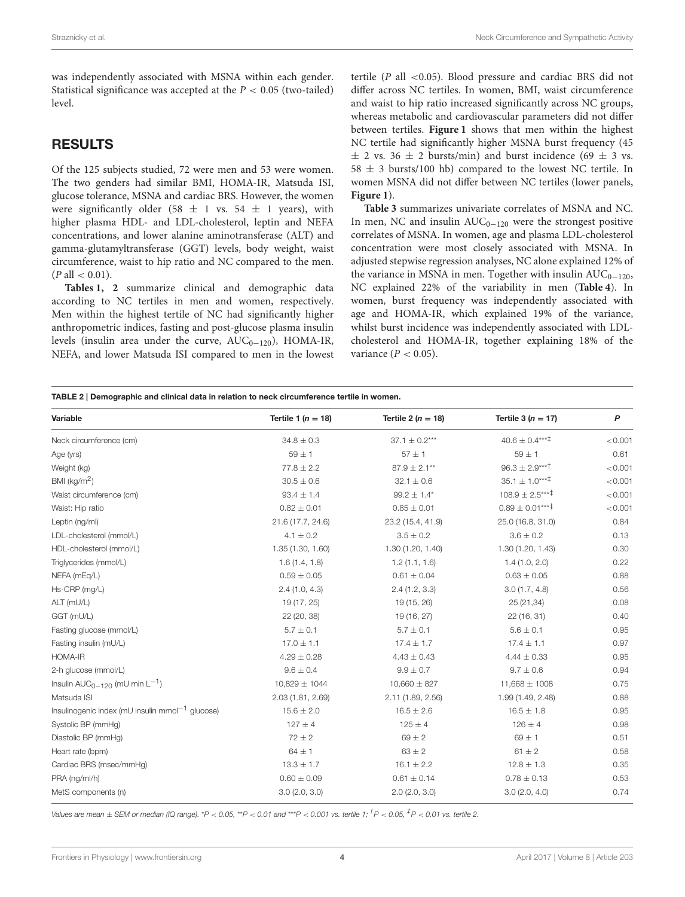was independently associated with MSNA within each gender. Statistical significance was accepted at the $P < 0.05$ (two-tailed) level.

## RESULTS

Of the 125 subjects studied, 72 were men and 53 were women. The two genders had similar BMI, HOMA-IR, Matsuda ISI, glucose tolerance, MSNA and cardiac BRS. However, the women were significantly older (58 ± 1 vs. 54 ± 1 years), with higher plasma HDL- and LDL-cholesterol, leptin and NEFA concentrations, and lower alanine aminotransferase (ALT) and gamma-glutamyltransferase (GGT) levels, body weight, waist circumference, waist to hip ratio and NC compared to the men. ($P$ all $< 0.01$).

**Tables 1, 2** summarize clinical and demographic data according to NC tertiles in men and women, respectively. Men within the highest tertile of NC had significantly higher anthropometric indices, fasting and post-glucose plasma insulin levels (insulin area under the curve, $AUC_{0-120}$), HOMA-IR, NEFA, and lower Matsuda ISI compared to men in the lowest tertile ($P$ all $<0.05$). Blood pressure and cardiac BRS did not differ across NC tertiles. In women, BMI, waist circumference and waist to hip ratio increased significantly across NC groups, whereas metabolic and cardiovascular parameters did not differ between tertiles. **Figure 1** shows that men within the highest NC tertile had significantly higher MSNA burst frequency (45 ± 2 vs. 36 ± 2 bursts/min) and burst incidence (69 ± 3 vs. 58 ± 3 bursts/100 hb) compared to the lowest NC tertile. In women MSNA did not differ between NC tertiles (lower panels, **Figure 1**).

**Table 3** summarizes univariate correlates of MSNA and NC. In men, NC and insulin $AUC_{0-120}$ were the strongest positive correlates of MSNA. In women, age and plasma LDL-cholesterol concentration were most closely associated with MSNA. In adjusted stepwise regression analyses, NC alone explained 12% of the variance in MSNA in men. Together with insulin $AUC_{0-120}$, NC explained 22% of the variability in men (**Table 4**). In women, burst frequency was independently associated with age and HOMA-IR, which explained 19% of the variance, whilst burst incidence was independently associated with LDL-cholesterol and HOMA-IR, together explaining 18% of the variance ($P < 0.05$).

**TABLE 2 | Demographic and clinical data in relation to neck circumference tertile in women.**

| Variable | Tertile 1 ($n = 18$) | Tertile 2 ($n = 18$) | Tertile 3 ($n = 17$) | $P$ |
|---|---|---|---|---|
| Neck circumference (cm) | 34.8 ± 0.3 | 37.1 ± 0.2*** | 40.6 ± 0.4***‡ | <0.001 |
| Age (yrs) | 59 ± 1 | 57 ± 1 | 59 ± 1 | 0.61 |
| Weight (kg) | 77.8 ± 2.2 | 87.9 ± 2.1** | 96.3 ± 2.9***† | <0.001 |
| BMI (kg/m$^2$) | 30.5 ± 0.6 | 32.1 ± 0.6 | 35.1 ± 1.0***‡ | <0.001 |
| Waist circumference (cm) | 93.4 ± 1.4 | 99.2 ± 1.4* | 108.9 ± 2.5***‡ | <0.001 |
| Waist: Hip ratio | 0.82 ± 0.01 | 0.85 ± 0.01 | 0.89 ± 0.01***‡ | <0.001 |
| Leptin (ng/ml) | 21.6 (17.7, 24.6) | 23.2 (15.4, 41.9) | 25.0 (16.8, 31.0) | 0.84 |
| LDL-cholesterol (mmol/L) | 4.1 ± 0.2 | 3.5 ± 0.2 | 3.6 ± 0.2 | 0.13 |
| HDL-cholesterol (mmol/L) | 1.35 (1.30, 1.60) | 1.30 (1.20, 1.40) | 1.30 (1.20, 1.43) | 0.30 |
| Triglycerides (mmol/L) | 1.6 (1.4, 1.8) | 1.2 (1.1, 1.6) | 1.4 (1.0, 2.0) | 0.22 |
| NEFA (mEq/L) | 0.59 ± 0.05 | 0.61 ± 0.04 | 0.63 ± 0.05 | 0.88 |
| Hs-CRP (mg/L) | 2.4 (1.0, 4.3) | 2.4 (1.2, 3.3) | 3.0 (1.7, 4.8) | 0.56 |
| ALT (mU/L) | 19 (17, 25) | 19 (15, 26) | 25 (21,34) | 0.08 |
| GGT (mU/L) | 22 (20, 38) | 19 (16, 27) | 22 (16, 31) | 0.40 |
| Fasting glucose (mmol/L) | 5.7 ± 0.1 | 5.7 ± 0.1 | 5.6 ± 0.1 | 0.95 |
| Fasting insulin (mU/L) | 17.0 ± 1.1 | 17.4 ± 1.7 | 17.4 ± 1.1 | 0.97 |
| HOMA-IR | 4.29 ± 0.28 | 4.43 ± 0.43 | 4.44 ± 0.33 | 0.95 |
| 2-h glucose (mmol/L) | 9.6 ± 0.4 | 9.9 ± 0.7 | 9.7 ± 0.6 | 0.94 |
| Insulin $AUC_{0-120}$ (mU min L$^{-1}$) | 10,829 ± 1044 | 10,660 ± 827 | 11,668 ± 1008 | 0.75 |
| Matsuda ISI | 2.03 (1.81, 2.69) | 2.11 (1.89, 2.56) | 1.99 (1.49, 2.48) | 0.88 |
| Insulinogenic index (mU insulin mmol$^{-1}$ glucose) | 15.6 ± 2.0 | 16.5 ± 2.6 | 16.5 ± 1.8 | 0.95 |
| Systolic BP (mmHg) | 127 ± 4 | 125 ± 4 | 126 ± 4 | 0.98 |
| Diastolic BP (mmHg) | 72 ± 2 | 69 ± 2 | 69 ± 1 | 0.51 |
| Heart rate (bpm) | 64 ± 1 | 63 ± 2 | 61 ± 2 | 0.58 |
| Cardiac BRS (msec/mmHg) | 13.3 ± 1.7 | 16.1 ± 2.2 | 12.8 ± 1.3 | 0.35 |
| PRA (ng/ml/h) | 0.60 ± 0.09 | 0.61 ± 0.14 | 0.78 ± 0.13 | 0.53 |
| MetS components (n) | 3.0 (2.0, 3.0) | 2.0 (2.0, 3.0) | 3.0 (2.0, 4.0) | 0.74 |

*Values are mean ± SEM or median (IQ range). *P < 0.05, **P < 0.01 and ***P < 0.001 vs. tertile 1; †P < 0.05, ‡P < 0.01 vs. tertile 2.*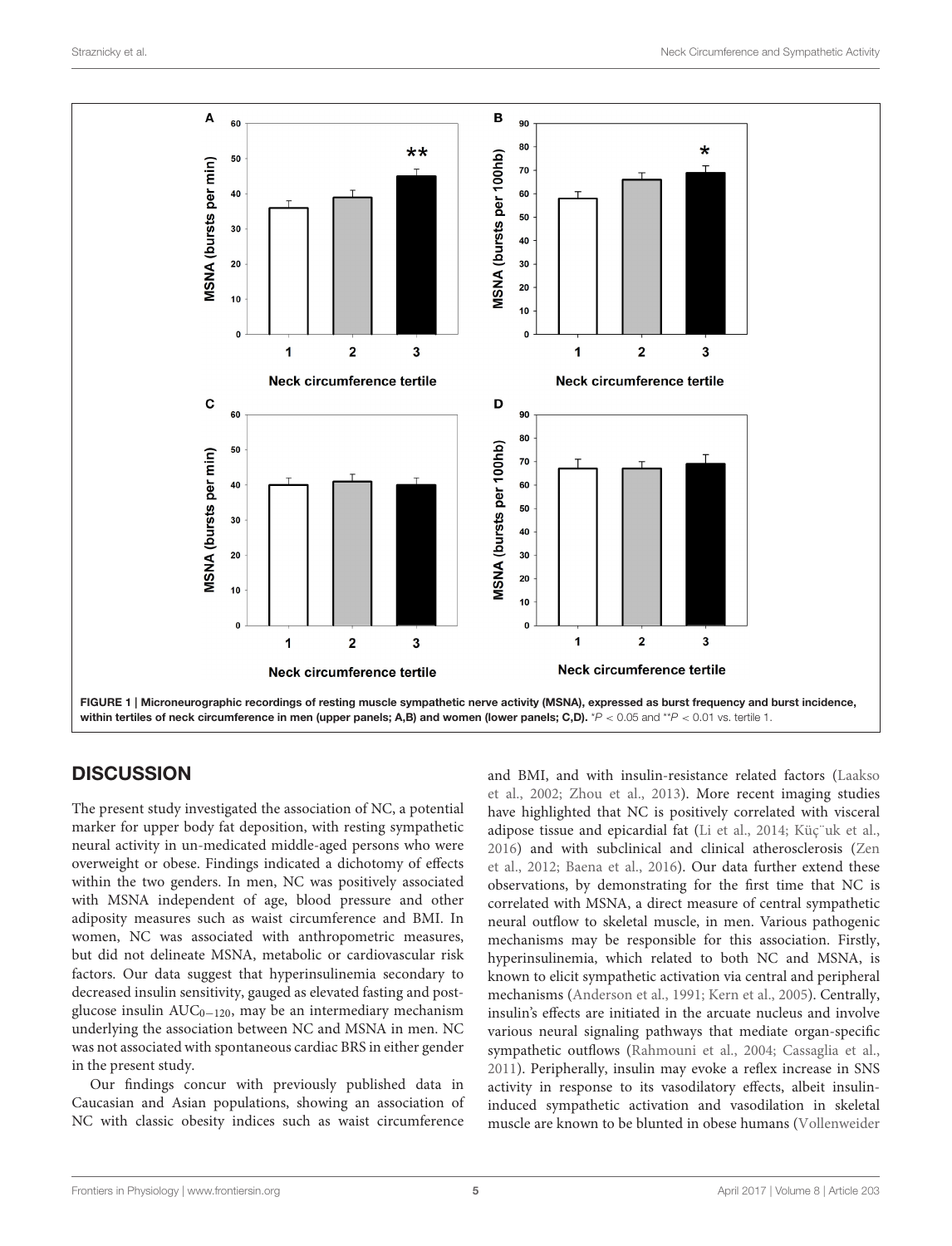FIGURE 1 | Microneurographic recordings of resting muscle sympathetic nerve activity (MSNA), expressed as burst frequency and burst incidence, within tertiles of neck circumference in men (upper panels; A,B) and women (lower panels; C,D). *$P < 0.05$ and **$P < 0.01$ vs. tertile 1.

## DISCUSSION

The present study investigated the association of NC, a potential marker for upper body fat deposition, with resting sympathetic neural activity in un-medicated middle-aged persons who were overweight or obese. Findings indicated a dichotomy of effects within the two genders. In men, NC was positively associated with MSNA independent of age, blood pressure and other adiposity measures such as waist circumference and BMI. In women, NC was associated with anthropometric measures, but did not delineate MSNA, metabolic or cardiovascular risk factors. Our data suggest that hyperinsulinemia secondary to decreased insulin sensitivity, gauged as elevated fasting and post-glucose insulin $AUC_{0-120}$, may be an intermediary mechanism underlying the association between NC and MSNA in men. NC was not associated with spontaneous cardiac BRS in either gender in the present study.

Our findings concur with previously published data in Caucasian and Asian populations, showing an association of NC with classic obesity indices such as waist circumference and BMI, and with insulin-resistance related factors (Laakso et al., 2002; Zhou et al., 2013). More recent imaging studies have highlighted that NC is positively correlated with visceral adipose tissue and epicardial fat (Li et al., 2014; Küçük et al., 2016) and with subclinical and clinical atherosclerosis (Zen et al., 2012; Baena et al., 2016). Our data further extend these observations, by demonstrating for the first time that NC is correlated with MSNA, a direct measure of central sympathetic neural outflow to skeletal muscle, in men. Various pathogenic mechanisms may be responsible for this association. Firstly, hyperinsulinemia, which related to both NC and MSNA, is known to elicit sympathetic activation via central and peripheral mechanisms (Anderson et al., 1991; Kern et al., 2005). Centrally, insulin's effects are initiated in the arcuate nucleus and involve various neural signaling pathways that mediate organ-specific sympathetic outflows (Rahmouni et al., 2004; Cassaglia et al., 2011). Peripherally, insulin may evoke a reflex increase in SNS activity in response to its vasodilatory effects, albeit insulin-induced sympathetic activation and vasodilation in skeletal muscle are known to be blunted in obese humans (Vollenweider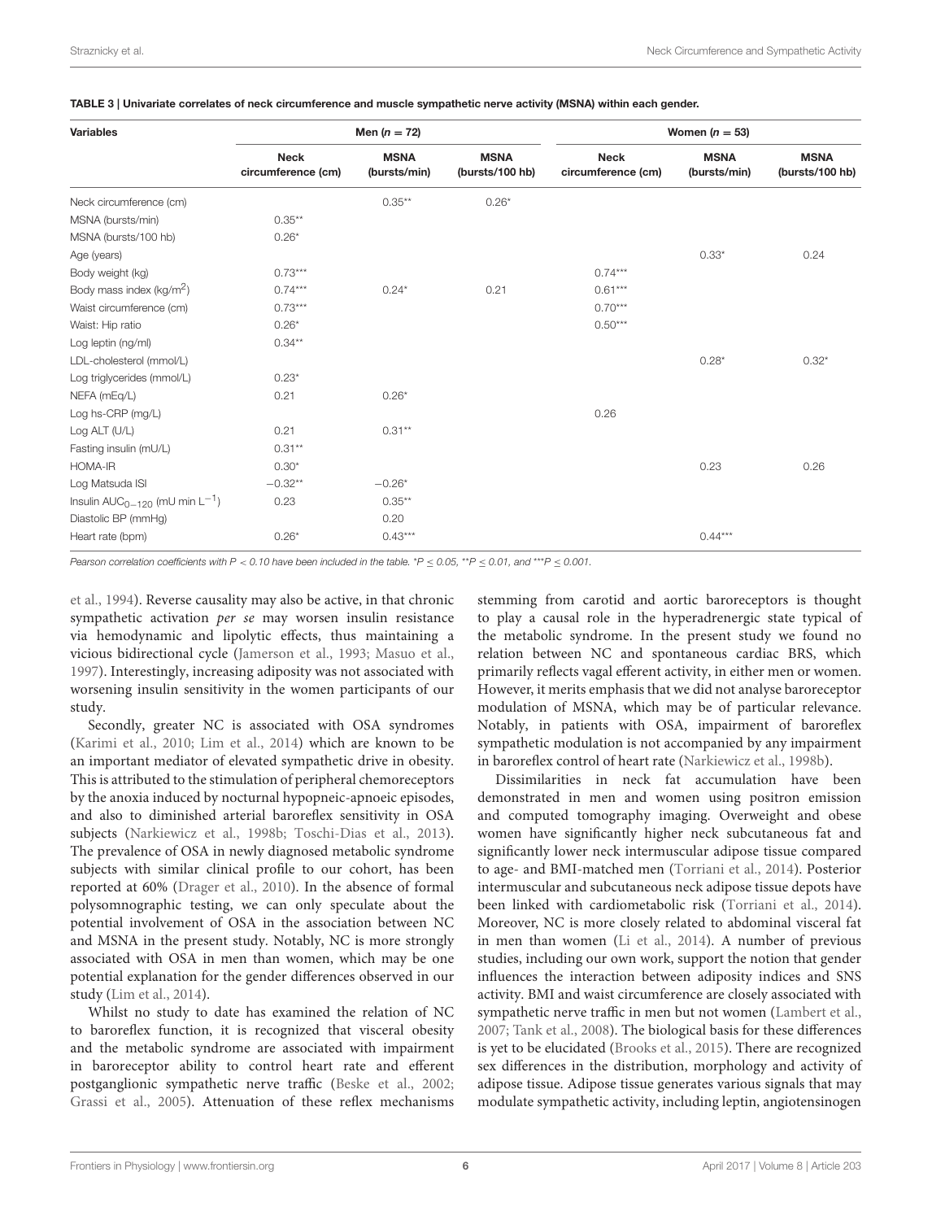**TABLE 3 | Univariate correlates of neck circumference and muscle sympathetic nerve activity (MSNA) within each gender.**

| Variables | Men ($n = 72$) | | | Women ($n = 53$) | | |
|---|---|---|---|---|---|---|
| | Neck circumference (cm) | MSNA (bursts/min) | MSNA (bursts/100 hb) | Neck circumference (cm) | MSNA (bursts/min) | MSNA (bursts/100 hb) |
| Neck circumference (cm) | | 0.35** | 0.26* | | | |
| MSNA (bursts/min) | 0.35** | | | | | |
| MSNA (bursts/100 hb) | 0.26* | | | | | |
| Age (years) | | | | | 0.33* | 0.24 |
| Body weight (kg) | 0.73*** | | | 0.74*** | | |
| Body mass index (kg/m$^2$) | 0.74*** | 0.24* | 0.21 | 0.61*** | | |
| Waist circumference (cm) | 0.73*** | | | 0.70*** | | |
| Waist: Hip ratio | 0.26* | | | 0.50*** | | |
| Log leptin (ng/ml) | 0.34** | | | | | |
| LDL-cholesterol (mmol/L) | | | | | 0.28* | 0.32* |
| Log triglycerides (mmol/L) | 0.23* | | | | | |
| NEFA (mEq/L) | 0.21 | 0.26* | | | | |
| Log hs-CRP (mg/L) | | | | 0.26 | | |
| Log ALT (U/L) | 0.21 | 0.31** | | | | |
| Fasting insulin (mU/L) | 0.31** | | | | | |
| HOMA-IR | 0.30* | | | | 0.23 | 0.26 |
| Log Matsuda ISI | −0.32** | −0.26* | | | | |
| Insulin AUC$_{0-120}$ (mU min L$^{-1}$) | 0.23 | 0.35** | | | | |
| Diastolic BP (mmHg) | | 0.20 | | | | |
| Heart rate (bpm) | 0.26* | 0.43*** | | | 0.44*** | |

*Pearson correlation coefficients with $P < 0.10$ have been included in the table. *$P \le 0.05$, **$P \le 0.01$, and ***$P \le 0.001$.*

et al., 1994). Reverse causality may also be active, in that chronic sympathetic activation *per se* may worsen insulin resistance via hemodynamic and lipolytic effects, thus maintaining a vicious bidirectional cycle (Jamerson et al., 1993; Masuo et al., 1997). Interestingly, increasing adiposity was not associated with worsening insulin sensitivity in the women participants of our study.

Secondly, greater NC is associated with OSA syndromes (Karimi et al., 2010; Lim et al., 2014) which are known to be an important mediator of elevated sympathetic drive in obesity. This is attributed to the stimulation of peripheral chemoreceptors by the anoxia induced by nocturnal hypopneic-apnoeic episodes, and also to diminished arterial baroreflex sensitivity in OSA subjects (Narkiewicz et al., 1998b; Toschi-Dias et al., 2013). The prevalence of OSA in newly diagnosed metabolic syndrome subjects with similar clinical profile to our cohort, has been reported at 60% (Drager et al., 2010). In the absence of formal polysomnographic testing, we can only speculate about the potential involvement of OSA in the association between NC and MSNA in the present study. Notably, NC is more strongly associated with OSA in men than women, which may be one potential explanation for the gender differences observed in our study (Lim et al., 2014).

Whilst no study to date has examined the relation of NC to baroreflex function, it is recognized that visceral obesity and the metabolic syndrome are associated with impairment in baroreceptor ability to control heart rate and efferent postganglionic sympathetic nerve traffic (Beske et al., 2002; Grassi et al., 2005). Attenuation of these reflex mechanisms stemming from carotid and aortic baroreceptors is thought to play a causal role in the hyperadrenergic state typical of the metabolic syndrome. In the present study we found no relation between NC and spontaneous cardiac BRS, which primarily reflects vagal efferent activity, in either men or women. However, it merits emphasis that we did not analyse baroreceptor modulation of MSNA, which may be of particular relevance. Notably, in patients with OSA, impairment of baroreflex sympathetic modulation is not accompanied by any impairment in baroreflex control of heart rate (Narkiewicz et al., 1998b).

Dissimilarities in neck fat accumulation have been demonstrated in men and women using positron emission and computed tomography imaging. Overweight and obese women have significantly higher neck subcutaneous fat and significantly lower neck intermuscular adipose tissue compared to age- and BMI-matched men (Torriani et al., 2014). Posterior intermuscular and subcutaneous neck adipose tissue depots have been linked with cardiometabolic risk (Torriani et al., 2014). Moreover, NC is more closely related to abdominal visceral fat in men than women (Li et al., 2014). A number of previous studies, including our own work, support the notion that gender influences the interaction between adiposity indices and SNS activity. BMI and waist circumference are closely associated with sympathetic nerve traffic in men but not women (Lambert et al., 2007; Tank et al., 2008). The biological basis for these differences is yet to be elucidated (Brooks et al., 2015). There are recognized sex differences in the distribution, morphology and activity of adipose tissue. Adipose tissue generates various signals that may modulate sympathetic activity, including leptin, angiotensinogen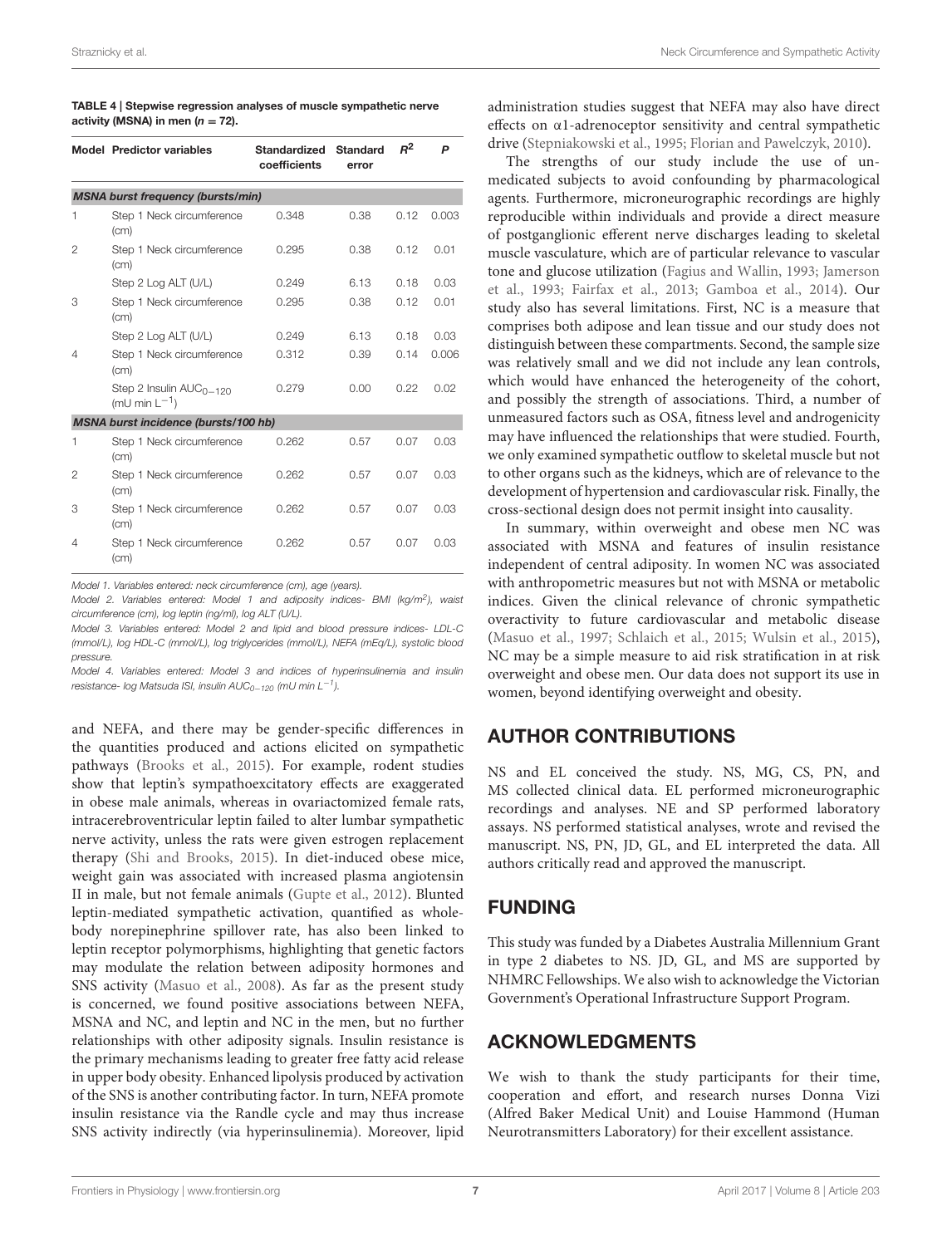**TABLE 4 | Stepwise regression analyses of muscle sympathetic nerve activity (MSNA) in men ($n = 72$).**

| Model | Predictor variables | Standardized coefficients | Standard error | $R^2$ | P |
|---|---|---|---|---|---|
| ***MSNA burst frequency (bursts/min)*** | | | | | |
| 1 | Step 1 Neck circumference (cm) | 0.348 | 0.38 | 0.12 | 0.003 |
| 2 | Step 1 Neck circumference (cm) | 0.295 | 0.38 | 0.12 | 0.01 |
| | Step 2 Log ALT (U/L) | 0.249 | 6.13 | 0.18 | 0.03 |
| 3 | Step 1 Neck circumference (cm) | 0.295 | 0.38 | 0.12 | 0.01 |
| | Step 2 Log ALT (U/L) | 0.249 | 6.13 | 0.18 | 0.03 |
| 4 | Step 1 Neck circumference (cm) | 0.312 | 0.39 | 0.14 | 0.006 |
| | Step 2 Insulin $AUC_{0-120}$ (mU min $L^{-1}$) | 0.279 | 0.00 | 0.22 | 0.02 |
| ***MSNA burst incidence (bursts/100 hb)*** | | | | | |
| 1 | Step 1 Neck circumference (cm) | 0.262 | 0.57 | 0.07 | 0.03 |
| 2 | Step 1 Neck circumference (cm) | 0.262 | 0.57 | 0.07 | 0.03 |
| 3 | Step 1 Neck circumference (cm) | 0.262 | 0.57 | 0.07 | 0.03 |
| 4 | Step 1 Neck circumference (cm) | 0.262 | 0.57 | 0.07 | 0.03 |

*Model 1. Variables entered: neck circumference (cm), age (years).*
*Model 2. Variables entered: Model 1 and adiposity indices- BMI (kg/m$^2$), waist circumference (cm), log leptin (ng/ml), log ALT (U/L).*
*Model 3. Variables entered: Model 2 and lipid and blood pressure indices- LDL-C (mmol/L), log HDL-C (mmol/L), log triglycerides (mmol/L), NEFA (mEq/L), systolic blood pressure.*
*Model 4. Variables entered: Model 3 and indices of hyperinsulinemia and insulin resistance- log Matsuda ISI, insulin $AUC_{0-120}$ (mU min $L^{-1}$).*

and NEFA, and there may be gender-specific differences in the quantities produced and actions elicited on sympathetic pathways (Brooks et al., 2015). For example, rodent studies show that leptin's sympathoexcitatory effects are exaggerated in obese male animals, whereas in ovariactomized female rats, intracerebroventricular leptin failed to alter lumbar sympathetic nerve activity, unless the rats were given estrogen replacement therapy (Shi and Brooks, 2015). In diet-induced obese mice, weight gain was associated with increased plasma angiotensin II in male, but not female animals (Gupte et al., 2012). Blunted leptin-mediated sympathetic activation, quantified as whole-body norepinephrine spillover rate, has also been linked to leptin receptor polymorphisms, highlighting that genetic factors may modulate the relation between adiposity hormones and SNS activity (Masuo et al., 2008). As far as the present study is concerned, we found positive associations between NEFA, MSNA and NC, and leptin and NC in the men, but no further relationships with other adiposity signals. Insulin resistance is the primary mechanisms leading to greater free fatty acid release in upper body obesity. Enhanced lipolysis produced by activation of the SNS is another contributing factor. In turn, NEFA promote insulin resistance via the Randle cycle and may thus increase SNS activity indirectly (via hyperinsulinemia). Moreover, lipid administration studies suggest that NEFA may also have direct effects on α1-adrenoceptor sensitivity and central sympathetic drive (Stepniakowski et al., 1995; Florian and Pawelczyk, 2010).

The strengths of our study include the use of un-medicated subjects to avoid confounding by pharmacological agents. Furthermore, microneurographic recordings are highly reproducible within individuals and provide a direct measure of postganglionic efferent nerve discharges leading to skeletal muscle vasculature, which are of particular relevance to vascular tone and glucose utilization (Fagius and Wallin, 1993; Jamerson et al., 1993; Fairfax et al., 2013; Gamboa et al., 2014). Our study also has several limitations. First, NC is a measure that comprises both adipose and lean tissue and our study does not distinguish between these compartments. Second, the sample size was relatively small and we did not include any lean controls, which would have enhanced the heterogeneity of the cohort, and possibly the strength of associations. Third, a number of unmeasured factors such as OSA, fitness level and androgenicity may have influenced the relationships that were studied. Fourth, we only examined sympathetic outflow to skeletal muscle but not to other organs such as the kidneys, which are of relevance to the development of hypertension and cardiovascular risk. Finally, the cross-sectional design does not permit insight into causality.

In summary, within overweight and obese men NC was associated with MSNA and features of insulin resistance independent of central adiposity. In women NC was associated with anthropometric measures but not with MSNA or metabolic indices. Given the clinical relevance of chronic sympathetic overactivity to future cardiovascular and metabolic disease (Masuo et al., 1997; Schlaich et al., 2015; Wulsin et al., 2015), NC may be a simple measure to aid risk stratification in at risk overweight and obese men. Our data does not support its use in women, beyond identifying overweight and obesity.

## AUTHOR CONTRIBUTIONS

NS and EL conceived the study. NS, MG, CS, PN, and MS collected clinical data. EL performed microneurographic recordings and analyses. NE and SP performed laboratory assays. NS performed statistical analyses, wrote and revised the manuscript. NS, PN, JD, GL, and EL interpreted the data. All authors critically read and approved the manuscript.

## FUNDING

This study was funded by a Diabetes Australia Millennium Grant in type 2 diabetes to NS. JD, GL, and MS are supported by NHMRC Fellowships. We also wish to acknowledge the Victorian Government's Operational Infrastructure Support Program.

## ACKNOWLEDGMENTS

We wish to thank the study participants for their time, cooperation and effort, and research nurses Donna Vizi (Alfred Baker Medical Unit) and Louise Hammond (Human Neurotransmitters Laboratory) for their excellent assistance.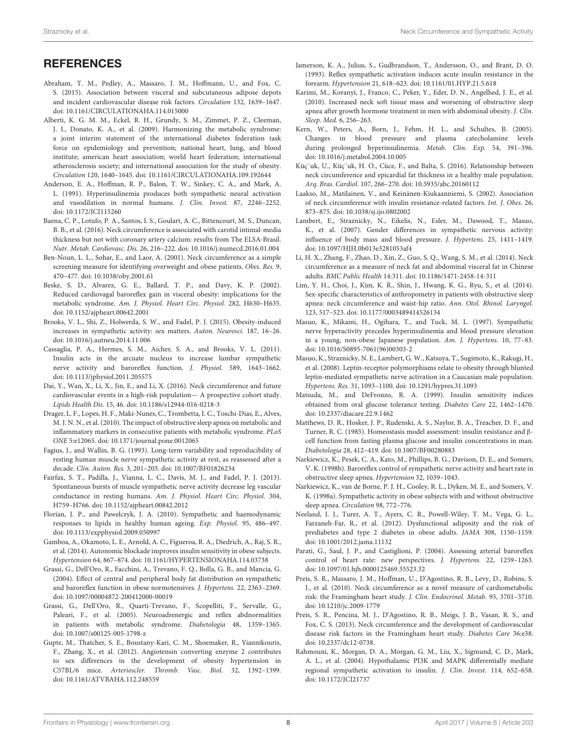## REFERENCES

Abraham, T. M., Pedley, A., Massaro, J. M., Hoffmann, U., and Fox, C. S. (2015). Association between visceral and subcutaneous adipose depots and incident cardiovascular disease risk factors. *Circulation* 132, 1639–1647. doi: 10.1161/CIRCULATIONAHA.114.015000

Alberti, K. G. M. M., Eckel, R. H., Grundy, S. M., Zimmet, P. Z., Cleeman, J. I., Donato, K. A., et al. (2009). Harmonizing the metabolic syndrome: a joint interim statement of the international diabetes federation task force on epidemiology and prevention; national heart, lung, and blood institute; american heart association; world heart federation; international atherosclerosis society; and international association for the study of obesity. *Circulation* 120, 1640–1645. doi: 10.1161/CIRCULATIONAHA.109.192644

Anderson, E. A., Hoffman, R. P., Balon, T. W., Sinkey, C. A., and Mark, A. L. (1991). Hyperinsulinemia produces both sympathetic neural activation and vasodilation in normal humans. *J. Clin. Invest.* 87, 2246–2252. doi: 10.1172/JCI115260

Baena, C. P., Lotufo, P. A., Santos, I. S., Goulart, A. C., Bittencourt, M. S., Duncan, B. B., et al. (2016). Neck circumference is associated with carotid intimal-media thickness but not with coronary artery calcium: results from The ELSA-Brasil. *Nutr. Metab. Cardiovasc. Dis.* 26, 216–222. doi: 10.1016/j.numecd.2016.01.004

Ben-Noun, L. L., Sohar, E., and Laor, A. (2001). Neck circumference as a simple screening measure for identifying overweight and obese patients. *Obes. Res.* 9, 470–477. doi: 10.1038/oby.2001.61

Beske, S. D., Alvarez, G. E., Ballard, T. P., and Davy, K. P. (2002). Reduced cardiovagal baroreflex gain in visceral obesity: implications for the metabolic syndrome. *Am. J. Physiol. Heart Circ. Physiol.* 282, H630–H635. doi: 10.1152/ajpheart.00642.2001

Brooks, V. L., Shi, Z., Holwerda, S. W., and Fadel, P. J. (2015). Obesity-induced increases in sympathetic activity: sex matters. *Auton. Neurosci.* 187, 16–26. doi: 10.1016/j.autneu.2014.11.006

Cassaglia, P. A., Hermes, S. M., Aicher, S. A., and Brooks, V. L. (2011). Insulin acts in the arcuate nucleus to increase lumbar sympathetic nerve activity and baroreflex function. *J. Physiol.* 589, 1643–1662. doi: 10.1113/jphysiol.2011.205575

Dai, Y., Wan, X., Li, X., Jin, E., and Li, X. (2016). Neck circumference and future cardiovascular events in a high-risk population— A prospective cohort study. *Lipids Health Dis.* 15, 46. doi: 10.1186/s12944-016-0218-3

Drager, L. F., Lopes, H. F., Maki-Nunes, C., Trombetta, I. C., Toschi-Dias, E., Alves, M. J. N. N., et al. (2010). The impact of obstructive sleep apnea on metabolic and inflammatory markers in consecutive patients with metabolic syndrome. *PLoS ONE* 5:e12065. doi: 10.1371/journal.pone.0012065

Fagius, J., and Wallin, B. G. (1993). Long-term variability and reproducibility of resting human muscle nerve sympathetic activity at rest, as reassessed after a decade. *Clin. Auton. Res.* 3, 201–205. doi: 10.1007/BF01826234

Fairfax, S. T., Padilla, J., Vianna, L. C., Davis, M. J., and Fadel, P. J. (2013). Spontaneous bursts of muscle sympathetic nerve activity decrease leg vascular conductance in resting humans. *Am. J. Physiol. Heart Circ. Physiol.* 304, H759–H766. doi: 10.1152/ajpheart.00842.2012

Florian, J. P., and Pawelczyk, J. A. (2010). Sympathetic and haemodynamic responses to lipids in healthy human ageing. *Exp. Physiol.* 95, 486–497. doi: 10.1113/expphysiol.2009.050997

Gamboa, A., Okamoto, L. E., Arnold, A. C., Figueroa, R. A., Diedrich, A., Raj, S. R., et al. (2014). Autonomic blockade improves insulin sensitivity in obese subjects. *Hypertension* 64, 867–874. doi: 10.1161/HYPERTENSIONAHA.114.03738

Grassi, G., Dell'Oro, R., Facchini, A., Trevano, F. Q., Bolla, G. B., and Mancia, G. (2004). Effect of central and peripheral body fat distribution on sympathetic and baroreflex function in obese normotensives. *J. Hypertens.* 22, 2363–2369. doi: 10.1097/00004872-200412000-00019

Grassi, G., Dell'Oro, R., Quarti-Trevano, F., Scopelliti, F., Servalle, G., Paleari, F., et al. (2005). Neuroadrenergic and reflex abdnormalities in patients with metabolic syndrome. *Diabetologia* 48, 1359–1365. doi: 10.1007/s00125-005-1798-z

Gupte, M., Thatcher, S. E., Boustany-Kari, C. M., Shoemaker, R., Yiannikouris, F., Zhang, X., et al. (2012). Angiotensin converting enzyme 2 contributes to sex differences in the development of obesity hypertension in C57BL/6 mice. *Arterioscler. Thromb. Vasc. Biol.* 32, 1392–1399. doi: 10.1161/ATVBAHA.112.248559

Jamerson, K. A., Julius, S., Gudbrandson, T., Andersson, O., and Brant, D. O. (1993). Reflex sympathetic activation induces acute insulin resistance in the forearm. *Hypertension* 21, 618–623. doi: 10.1161/01.HYP.21.5.618

Karimi, M., Koranyi, J., Franco, C., Peker, Y., Eder, D. N., Angelhed, J. E., et al. (2010). Increased neck soft tissue mass and worsening of obstructive sleep apnea after growth hormone treatment in men with abdominal obesity. *J. Clin. Sleep. Med.* 6, 256–263.

Kern, W., Peters, A., Born, J., Fehm, H. L., and Schultes, B. (2005). Changes in blood pressure and plasma catecholamine levels during prolonged hyperinsulinemia. *Metab. Clin. Exp.* 54, 391–396. doi: 10.1016/j.metabol.2004.10.005

Küç¨uk, U., Küç¨uk, H. O., Cüce, F., and Balta, S. (2016). Relationship between neck circumference and epicardial fat thickness in a healthy male population. *Arq. Bras. Cardiol.* 107, 266–270. doi: 10.5935/abc.20160112

Laakso, M., Matilainen, V., and Keinänen-Kiukaanniemi, S. (2002). Association of neck circumference with insulin resistance-related factors. *Int. J. Obes.* 26, 873–875. doi: 10.1038/sj.ijo.0802002

Lambert, E., Straznicky, N., Eikelis, N., Esler, M., Dawood, T., Masuo, K., et al. (2007). Gender differences in sympathetic nervous activity: influence of body mass and blood pressure. *J. Hypertens.* 25, 1411–1419. doi: 10.1097/HJH.0b013e3281053af4

Li, H. X., Zhang, F., Zhao, D., Xin, Z., Guo, S. Q., Wang, S. M., et al. (2014). Neck circumference as a measure of neck fat and abdominal visceral fat in Chinese adults. *BMC Public Health* 14:311. doi: 10.1186/1471-2458-14-311

Lim, Y. H., Choi, J., Kim, K. R., Shin, J., Hwang, K. G., Ryu, S., et al. (2014). Sex-specific characteristics of anthropometry in patients with obstructive sleep apnea: neck circumference and waist-hip ratio. *Ann. Otol. Rhinol. Laryngol.* 123, 517–523. doi: 10.1177/0003489414526134

Masuo, K., Mikami, H., Ogihara, T., and Tuck, M. L. (1997). Sympathetic nerve hyperactivity precedes hyperinsulinemia and blood pressure elevation in a young, non-obese Japanese population. *Am. J. Hypertens.* 10, 77–83. doi: 10.1016/S0895-7061(96)00303-2

Masuo, K., Straznicky, N. E., Lambert, G. W., Katsuya, T., Sugimoto, K., Rakugi, H., et al. (2008). Leptin-receptor polymorphisms relate to obesity through blunted leptin-mediated sympathetic nerve activation in a Caucasian male population. *Hypertens. Res.* 31, 1093–1100. doi: 10.1291/hypres.31.1093

Matsuda, M., and DeFronzo, R. A. (1999). Insulin sensitivity indices obtained from oral glucose tolerance testing. *Diabetes Care* 22, 1462–1470. doi: 10.2337/diacare.22.9.1462

Matthews, D. R., Hosker, J. P., Rudenski, A. S., Naylor, B. A., Treacher, D. F., and Turner, R. C. (1985). Homeostasis model assessment: insulin resistance and β-cell function from fasting plasma glucose and insulin concentrations in man. *Diabetologia* 28, 412–419. doi: 10.1007/BF00280883

Narkiewicz, K., Pesek, C. A., Kato, M., Phillips, B. G., Davison, D. E., and Somers, V. K. (1998b). Baroreflex control of sympathetic nerve activity and heart rate in obstructive sleep apnea. *Hypertension* 32, 1039–1043.

Narkiewicz, K., van de Borne, P. J. H., Cooley, R. L., Dyken, M. E., and Somers, V. K. (1998a). Sympathetic activity in obese subjects with and without obstructive sleep apnea. *Circulation* 98, 772–776.

Neeland, I. J., Turer, A. T., Ayers, C. R., Powell-Wiley, T. M., Vega, G. L., Farzaneh-Far, R., et al. (2012). Dysfunctional adiposity and the risk of prediabetes and type 2 diabetes in obese adults. *JAMA* 308, 1150–1159. doi: 10.1001/2012.jama.11132

Parati, G., Saul, J. P., and Castiglioni, P. (2004). Assessing arterial baroreflex control of heart rate: new perspectives. *J. Hypertens.* 22, 1259–1263. doi: 10.1097/01.hjh.0000125469.35523.32

Preis, S. R., Massaro, J. M., Hoffman, U., D'Agostino, R. B., Levy, D., Robins, S. J., et al. (2010). Neck circumference as a novel measure of cardiometabolic risk: the Framingham heart study. *J. Clin. Endocrinol. Metab.* 95, 3701–3710. doi: 10.1210/jc.2009-1779

Preis, S. R., Pencina, M. J., D'Agostino, R. B., Meigs, J. B., Vasan, R. S., and Fox, C. S. (2013). Neck circumference and the development of cardiovascular disease risk factors in the Framingham heart study. *Diabetes Care* 36:e38. doi: 10.2337/dc12-0738.

Rahmouni, K., Morgan, D. A., Morgan, G. M., Liu, X., Sigmund, C. D., Mark, A. L., et al. (2004). Hypothalamic PI3K and MAPK differentially mediate regional sympathetic activation to insulin. *J. Clin. Invest.* 114, 652–658. doi: 10.1172/JCI21737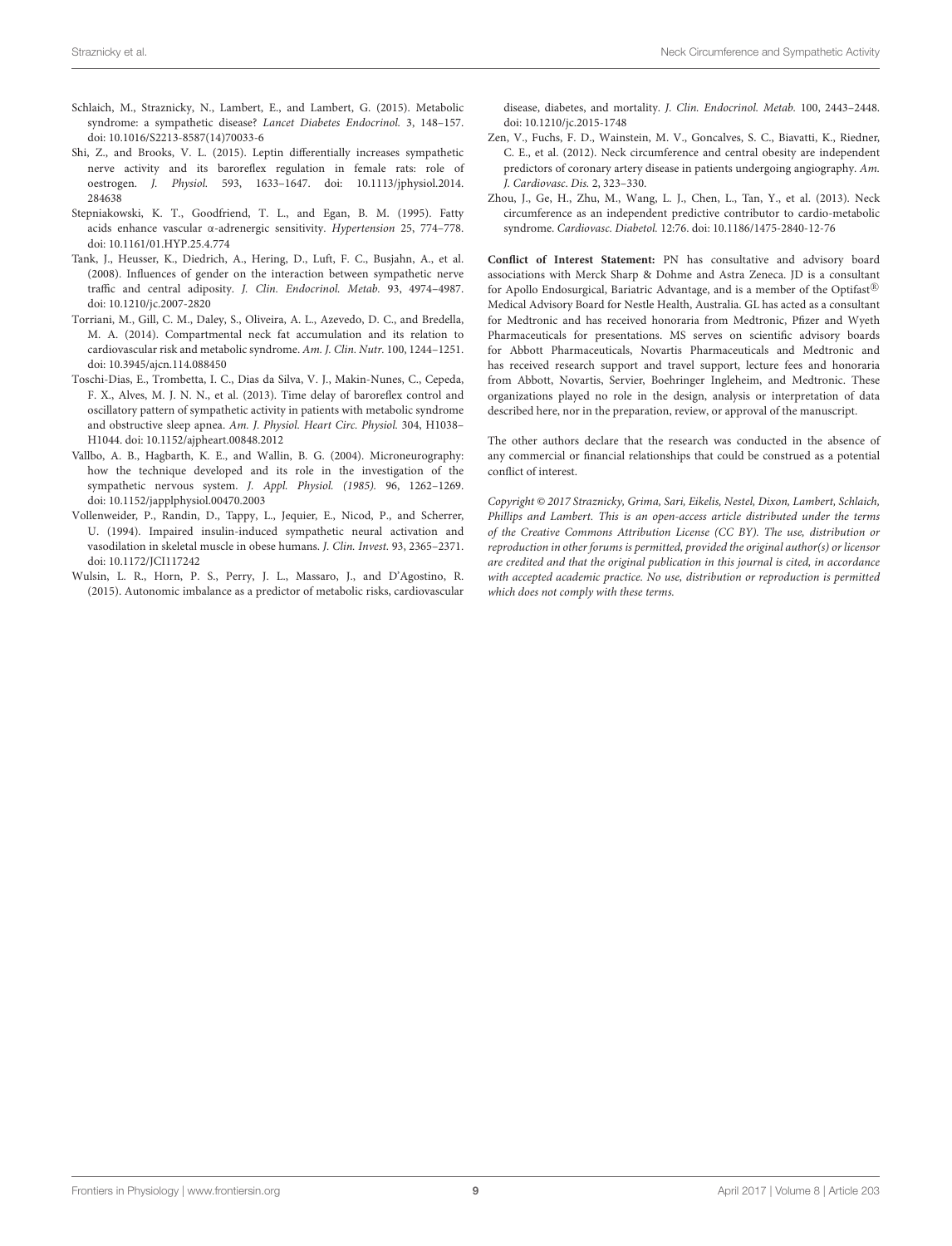Schlaich, M., Straznicky, N., Lambert, E., and Lambert, G. (2015). Metabolic syndrome: a sympathetic disease? *Lancet Diabetes Endocrinol.* 3, 148–157. doi: 10.1016/S2213-8587(14)70033-6

Shi, Z., and Brooks, V. L. (2015). Leptin differentially increases sympathetic nerve activity and its baroreflex regulation in female rats: role of oestrogen. *J. Physiol.* 593, 1633–1647. doi: 10.1113/jphysiol.2014.284638

Stepniakowski, K. T., Goodfriend, T. L., and Egan, B. M. (1995). Fatty acids enhance vascular α-adrenergic sensitivity. *Hypertension* 25, 774–778. doi: 10.1161/01.HYP.25.4.774

Tank, J., Heusser, K., Diedrich, A., Hering, D., Luft, F. C., Busjahn, A., et al. (2008). Influences of gender on the interaction between sympathetic nerve traffic and central adiposity. *J. Clin. Endocrinol. Metab.* 93, 4974–4987. doi: 10.1210/jc.2007-2820

Torriani, M., Gill, C. M., Daley, S., Oliveira, A. L., Azevedo, D. C., and Bredella, M. A. (2014). Compartmental neck fat accumulation and its relation to cardiovascular risk and metabolic syndrome. *Am. J. Clin. Nutr.* 100, 1244–1251. doi: 10.3945/ajcn.114.088450

Toschi-Dias, E., Trombetta, I. C., Dias da Silva, V. J., Makin-Nunes, C., Cepeda, F. X., Alves, M. J. N. N., et al. (2013). Time delay of baroreflex control and oscillatory pattern of sympathetic activity in patients with metabolic syndrome and obstructive sleep apnea. *Am. J. Physiol. Heart Circ. Physiol.* 304, H1038–H1044. doi: 10.1152/ajpheart.00848.2012

Vallbo, A. B., Hagbarth, K. E., and Wallin, B. G. (2004). Microneurography: how the technique developed and its role in the investigation of the sympathetic nervous system. *J. Appl. Physiol. (1985).* 96, 1262–1269. doi: 10.1152/japplphysiol.00470.2003

Vollenweider, P., Randin, D., Tappy, L., Jequier, E., Nicod, P., and Scherrer, U. (1994). Impaired insulin-induced sympathetic neural activation and vasodilation in skeletal muscle in obese humans. *J. Clin. Invest.* 93, 2365–2371. doi: 10.1172/JCI117242

Wulsin, L. R., Horn, P. S., Perry, J. L., Massaro, J., and D'Agostino, R. (2015). Autonomic imbalance as a predictor of metabolic risks, cardiovascular disease, diabetes, and mortality. *J. Clin. Endocrinol. Metab.* 100, 2443–2448. doi: 10.1210/jc.2015-1748

Zen, V., Fuchs, F. D., Wainstein, M. V., Goncalves, S. C., Biavatti, K., Riedner, C. E., et al. (2012). Neck circumference and central obesity are independent predictors of coronary artery disease in patients undergoing angiography. *Am. J. Cardiovasc. Dis.* 2, 323–330.

Zhou, J., Ge, H., Zhu, M., Wang, L. J., Chen, L., Tan, Y., et al. (2013). Neck circumference as an independent predictive contributor to cardio-metabolic syndrome. *Cardiovasc. Diabetol.* 12:76. doi: 10.1186/1475-2840-12-76

**Conflict of Interest Statement:** PN has consultative and advisory board associations with Merck Sharp & Dohme and Astra Zeneca. JD is a consultant for Apollo Endosurgical, Bariatric Advantage, and is a member of the Optifast® Medical Advisory Board for Nestle Health, Australia. GL has acted as a consultant for Medtronic and has received honoraria from Medtronic, Pfizer and Wyeth Pharmaceuticals for presentations. MS serves on scientific advisory boards for Abbott Pharmaceuticals, Novartis Pharmaceuticals and Medtronic and has received research support and travel support, lecture fees and honoraria from Abbott, Novartis, Servier, Boehringer Ingleheim, and Medtronic. These organizations played no role in the design, analysis or interpretation of data described here, nor in the preparation, review, or approval of the manuscript.

The other authors declare that the research was conducted in the absence of any commercial or financial relationships that could be construed as a potential conflict of interest.

*Copyright © 2017 Straznicky, Grima, Sari, Eikelis, Nestel, Dixon, Lambert, Schlaich, Phillips and Lambert. This is an open-access article distributed under the terms of the Creative Commons Attribution License (CC BY). The use, distribution or reproduction in other forums is permitted, provided the original author(s) or licensor are credited and that the original publication in this journal is cited, in accordance with accepted academic practice. No use, distribution or reproduction is permitted which does not comply with these terms.*